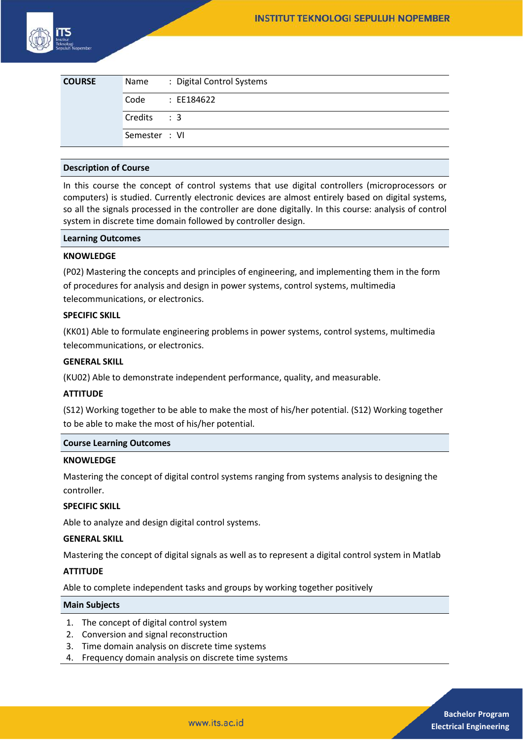| COURSE | Name | : Digital Control Systems |
|---|---|---|
| | Code | : EE184622 |
| | Credits | : 3 |
| | Semester | : VI |

## Description of Course

In this course the concept of control systems that use digital controllers (microprocessors or computers) is studied. Currently electronic devices are almost entirely based on digital systems, so all the signals processed in the controller are done digitally. In this course: analysis of control system in discrete time domain followed by controller design.

## Learning Outcomes

**KNOWLEDGE**

(P02) Mastering the concepts and principles of engineering, and implementing them in the form of procedures for analysis and design in power systems, control systems, multimedia telecommunications, or electronics.

**SPECIFIC SKILL**

(KK01) Able to formulate engineering problems in power systems, control systems, multimedia telecommunications, or electronics.

**GENERAL SKILL**

(KU02) Able to demonstrate independent performance, quality, and measurable.

**ATTITUDE**

(S12) Working together to be able to make the most of his/her potential. (S12) Working together to be able to make the most of his/her potential.

## Course Learning Outcomes

**KNOWLEDGE**

Mastering the concept of digital control systems ranging from systems analysis to designing the controller.

**SPECIFIC SKILL**

Able to analyze and design digital control systems.

**GENERAL SKILL**

Mastering the concept of digital signals as well as to represent a digital control system in Matlab

**ATTITUDE**

Able to complete independent tasks and groups by working together positively

## Main Subjects

1. The concept of digital control system
2. Conversion and signal reconstruction
3. Time domain analysis on discrete time systems
4. Frequency domain analysis on discrete time systems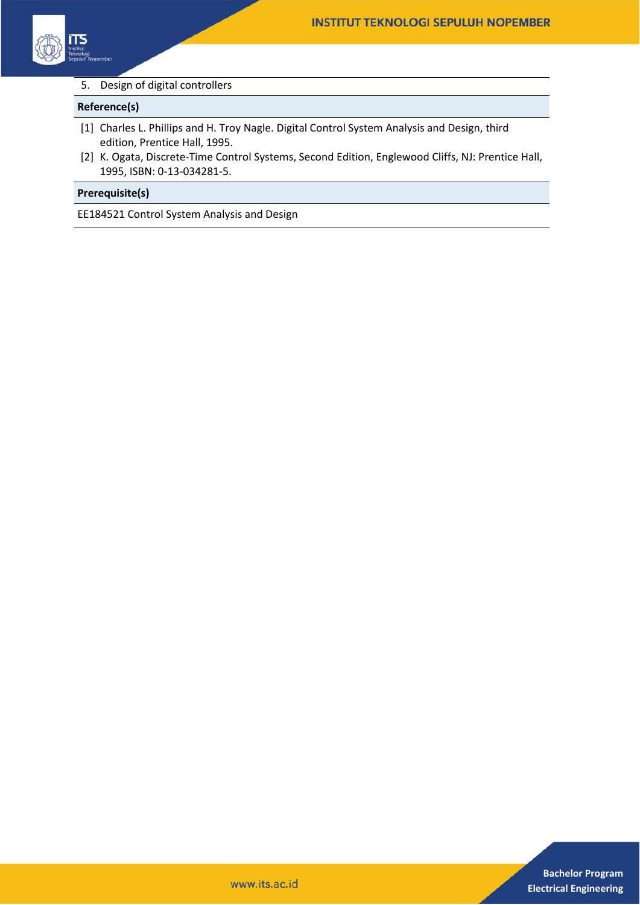5. Design of digital controllers

**Reference(s)**

[1] Charles L. Phillips and H. Troy Nagle. Digital Control System Analysis and Design, third edition, Prentice Hall, 1995.
[2] K. Ogata, Discrete-Time Control Systems, Second Edition, Englewood Cliffs, NJ: Prentice Hall, 1995, ISBN: 0-13-034281-5.

**Prerequisite(s)**

EE184521 Control System Analysis and Design